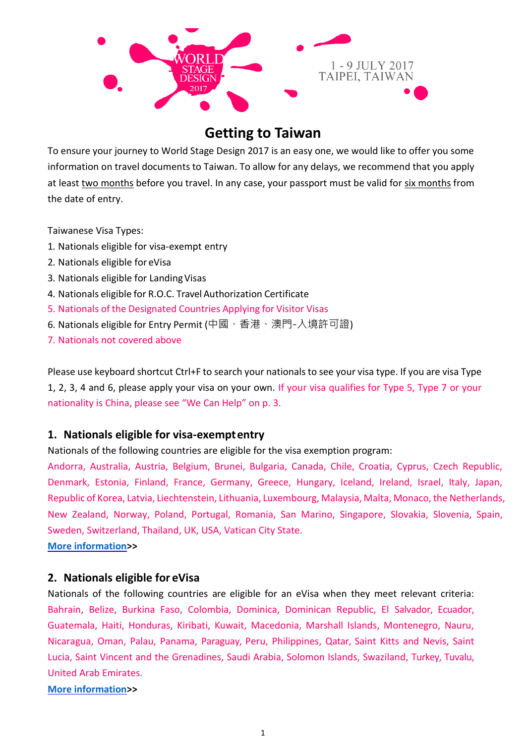WORLD STAGE DESIGN 2017

1 - 9 JULY 2017
TAIPEI, TAIWAN

# Getting to Taiwan

To ensure your journey to World Stage Design 2017 is an easy one, we would like to offer you some information on travel documents to Taiwan. To allow for any delays, we recommend that you apply at least two months before you travel. In any case, your passport must be valid for six months from the date of entry.

Taiwanese Visa Types:

1. Nationals eligible for visa-exempt entry
2. Nationals eligible for eVisa
3. Nationals eligible for Landing Visas
4. Nationals eligible for R.O.C. Travel Authorization Certificate
5. Nationals of the Designated Countries Applying for Visitor Visas
6. Nationals eligible for Entry Permit (中國、香港、澳門-入境許可證)
7. Nationals not covered above

Please use keyboard shortcut Ctrl+F to search your nationals to see your visa type. If you are visa Type 1, 2, 3, 4 and 6, please apply your visa on your own. If your visa qualifies for Type 5, Type 7 or your nationality is China, please see "We Can Help" on p. 3.

## 1. Nationals eligible for visa-exempt entry

Nationals of the following countries are eligible for the visa exemption program:

Andorra, Australia, Austria, Belgium, Brunei, Bulgaria, Canada, Chile, Croatia, Cyprus, Czech Republic, Denmark, Estonia, Finland, France, Germany, Greece, Hungary, Iceland, Ireland, Israel, Italy, Japan, Republic of Korea, Latvia, Liechtenstein, Lithuania, Luxembourg, Malaysia, Malta, Monaco, the Netherlands, New Zealand, Norway, Poland, Portugal, Romania, San Marino, Singapore, Slovakia, Slovenia, Spain, Sweden, Switzerland, Thailand, UK, USA, Vatican City State.

**More information>>**

## 2. Nationals eligible for eVisa

Nationals of the following countries are eligible for an eVisa when they meet relevant criteria: Bahrain, Belize, Burkina Faso, Colombia, Dominica, Dominican Republic, El Salvador, Ecuador, Guatemala, Haiti, Honduras, Kiribati, Kuwait, Macedonia, Marshall Islands, Montenegro, Nauru, Nicaragua, Oman, Palau, Panama, Paraguay, Peru, Philippines, Qatar, Saint Kitts and Nevis, Saint Lucia, Saint Vincent and the Grenadines, Saudi Arabia, Solomon Islands, Swaziland, Turkey, Tuvalu, United Arab Emirates.

**More information>>**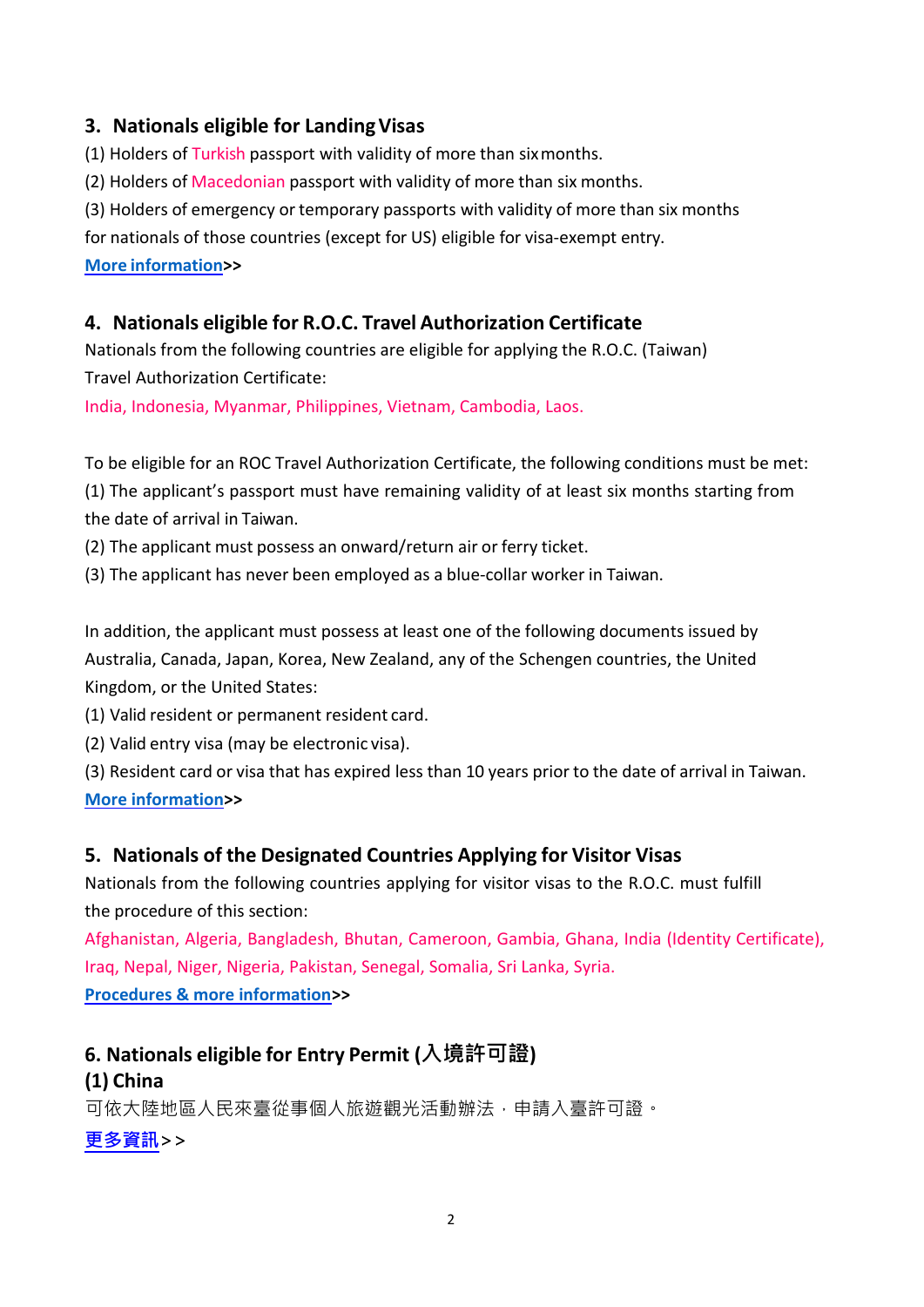## 3. Nationals eligible for Landing Visas

(1) Holders of Turkish passport with validity of more than six months.

(2) Holders of Macedonian passport with validity of more than six months.

(3) Holders of emergency or temporary passports with validity of more than six months for nationals of those countries (except for US) eligible for visa-exempt entry.

**More information>>**

## 4. Nationals eligible for R.O.C. Travel Authorization Certificate

Nationals from the following countries are eligible for applying the R.O.C. (Taiwan) Travel Authorization Certificate:

India, Indonesia, Myanmar, Philippines, Vietnam, Cambodia, Laos.

To be eligible for an ROC Travel Authorization Certificate, the following conditions must be met:

(1) The applicant's passport must have remaining validity of at least six months starting from the date of arrival in Taiwan.

(2) The applicant must possess an onward/return air or ferry ticket.

(3) The applicant has never been employed as a blue-collar worker in Taiwan.

In addition, the applicant must possess at least one of the following documents issued by Australia, Canada, Japan, Korea, New Zealand, any of the Schengen countries, the United Kingdom, or the United States:

(1) Valid resident or permanent resident card.

(2) Valid entry visa (may be electronic visa).

(3) Resident card or visa that has expired less than 10 years prior to the date of arrival in Taiwan.

**More information>>**

## 5. Nationals of the Designated Countries Applying for Visitor Visas

Nationals from the following countries applying for visitor visas to the R.O.C. must fulfill the procedure of this section:

Afghanistan, Algeria, Bangladesh, Bhutan, Cameroon, Gambia, Ghana, India (Identity Certificate), Iraq, Nepal, Niger, Nigeria, Pakistan, Senegal, Somalia, Sri Lanka, Syria.

**Procedures & more information>>**

## 6. Nationals eligible for Entry Permit (入境許可證)

### (1) China

可依大陸地區人民來臺從事個人旅遊觀光活動辦法，申請入臺許可證。

**更多資訊>>**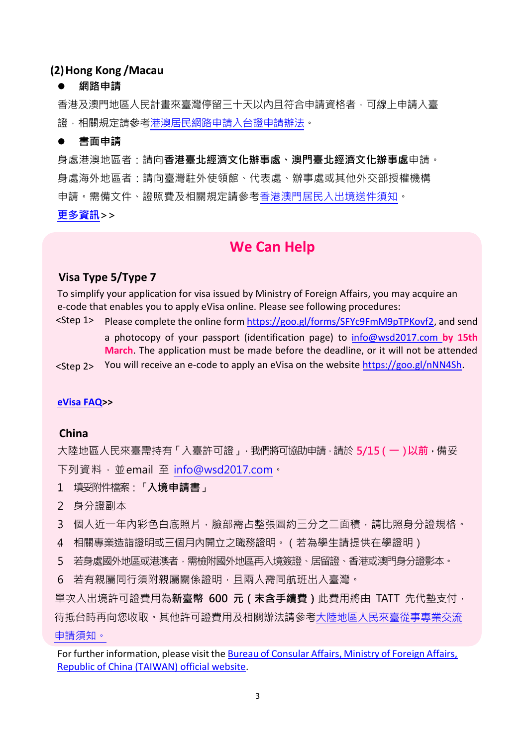## (2) Hong Kong /Macau

- **網路申請**

香港及澳門地區人民計畫來臺灣停留三十天以內且符合申請資格者，可線上申請入臺證，相關規定請參考港澳居民網路申請入台證申請辦法。

- **書面申請**

身處港澳地區者：請向**香港臺北經濟文化辦事處、澳門臺北經濟文化辦事處**申請。
身處海外地區者：請向臺灣駐外使領館、代表處、辦事處或其他外交部授權機構申請。需備文件、證照費及相關規定請參考香港澳門居民入出境送件須知。

更多資訊>>

## We Can Help

### Visa Type 5/Type 7

To simplify your application for visa issued by Ministry of Foreign Affairs, you may acquire an e-code that enables you to apply eVisa online. Please see following procedures:

<Step 1> Please complete the online form https://goo.gl/forms/SFYc9FmM9pTPKovf2, and send a photocopy of your passport (identification page) to info@wsd2017.com **by 15th March**. The application must be made before the deadline, or it will not be attended

<Step 2> You will receive an e-code to apply an eVisa on the website https://goo.gl/nNN4Sh.

**eVisa FAQ>>**

### China

大陸地區人民來臺需持有「入臺許可證」，我們將可協助申請，請於 5/15 (一) 以前，備妥下列資料，並email 至 info@wsd2017.com。

1 填妥附件檔案：「**入境申請書**」
2 身分證副本
3 個人近一年內彩色白底照片，臉部需占整張圖約三分之二面積，請比照身分證規格。
4 相關專業造詣證明或三個月內開立之職務證明。（若為學生請提供在學證明）
5 若身處國外地區或港澳者，需檢附國外地區再入境簽證、居留證、香港或澳門身分證影本。
6 若有親屬同行須附親屬關係證明，且兩人需同航班出入臺灣。

單次入出境許可證費用為**新臺幣 600 元 ( 未含手續費 )** 此費用將由 TATT 先代墊支付，待抵台時再向您收取。其他許可證費用及相關辦法請參考大陸地區人民來臺從事專業交流申請須知。

For further information, please visit the Bureau of Consular Affairs, Ministry of Foreign Affairs, Republic of China (TAIWAN) official website.